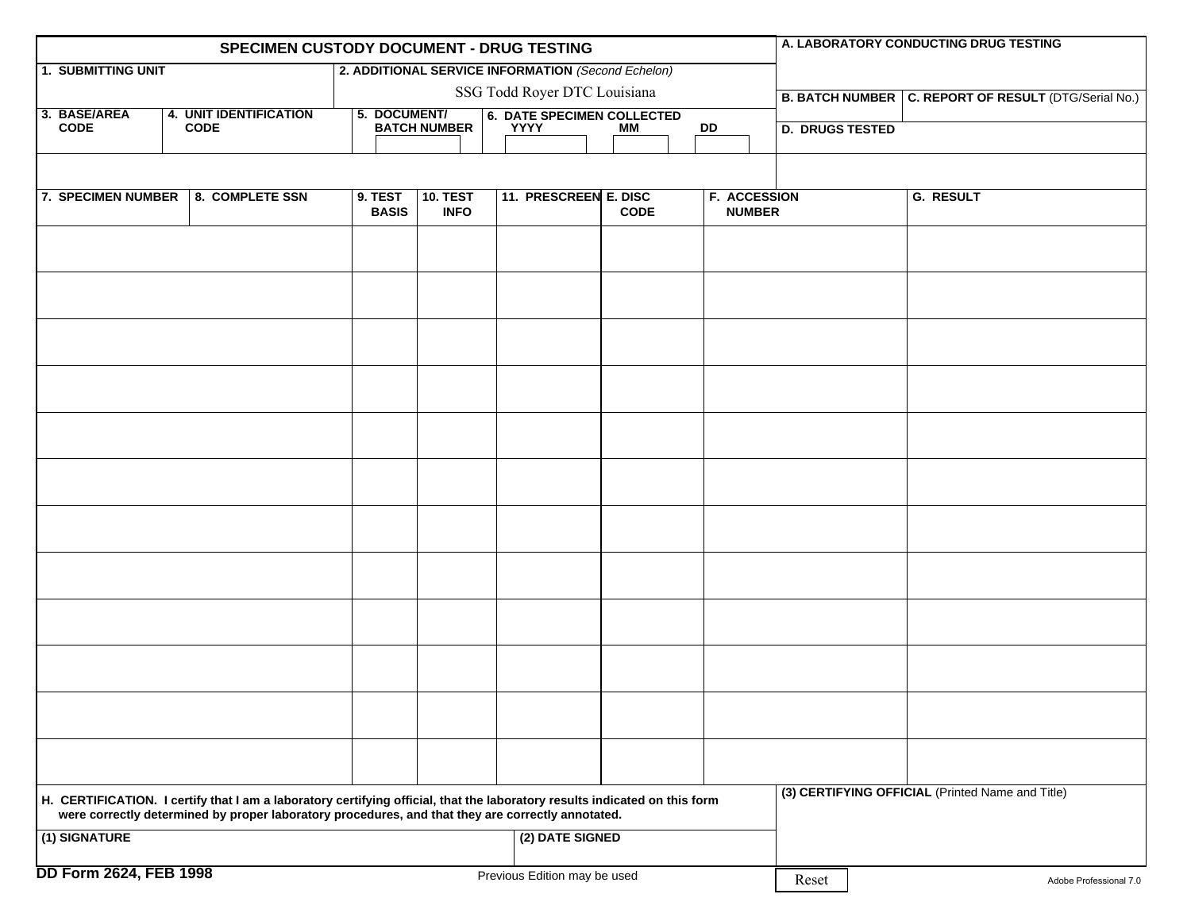# SPECIMEN CUSTODY DOCUMENT - DRUG TESTING

| 1. SUBMITTING UNIT | 2. ADDITIONAL SERVICE INFORMATION *(Second Echelon)* | A. LABORATORY CONDUCTING DRUG TESTING | |
|---|---|---|---|
| | SSG Todd Royer DTC Louisiana | B. BATCH NUMBER | C. REPORT OF RESULT (DTG/Serial No.) |

| 3. BASE/AREA CODE | 4. UNIT IDENTIFICATION CODE | 5. DOCUMENT/ BATCH NUMBER | 6. DATE SPECIMEN COLLECTED YYYY | MM | DD | D. DRUGS TESTED |
|---|---|---|---|---|---|---|
| | | | | | | |

| 7. SPECIMEN NUMBER | 8. COMPLETE SSN | 9. TEST BASIS | 10. TEST INFO | 11. PRESCREEN | E. DISC CODE | F. ACCESSION NUMBER | G. RESULT |
|---|---|---|---|---|---|---|---|
| | | | | | | | |
| | | | | | | | |
| | | | | | | | |
| | | | | | | | |
| | | | | | | | |
| | | | | | | | |
| | | | | | | | |
| | | | | | | | |
| | | | | | | | |
| | | | | | | | |
| | | | | | | | |
| | | | | | | | |

**H. CERTIFICATION. I certify that I am a laboratory certifying official, that the laboratory results indicated on this form were correctly determined by proper laboratory procedures, and that they are correctly annotated.**

| (1) SIGNATURE | (2) DATE SIGNED | (3) CERTIFYING OFFICIAL (Printed Name and Title) |
|---|---|---|
| | | |

**DD Form 2624, FEB 1998** Previous Edition may be used

Reset

Adobe Professional 7.0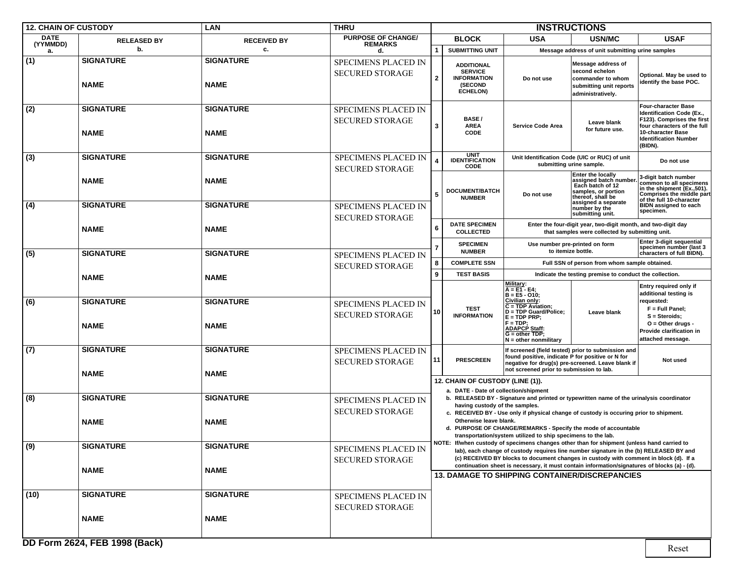## 12. CHAIN OF CUSTODY

LAN | THRU

| DATE (YYMMDD) a. | RELEASED BY b. | RECEIVED BY c. | PURPOSE OF CHANGE/ REMARKS d. |
|---|---|---|---|
| (1) | SIGNATURE<br><br>NAME | SIGNATURE<br><br>NAME | SPECIMENS PLACED IN SECURED STORAGE |
| (2) | SIGNATURE<br><br>NAME | SIGNATURE<br><br>NAME | SPECIMENS PLACED IN SECURED STORAGE |
| (3) | SIGNATURE<br><br>NAME | SIGNATURE<br><br>NAME | SPECIMENS PLACED IN SECURED STORAGE |
| (4) | SIGNATURE<br><br>NAME | SIGNATURE<br><br>NAME | SPECIMENS PLACED IN SECURED STORAGE |
| (5) | SIGNATURE<br><br>NAME | SIGNATURE<br><br>NAME | SPECIMENS PLACED IN SECURED STORAGE |
| (6) | SIGNATURE<br><br>NAME | SIGNATURE<br><br>NAME | SPECIMENS PLACED IN SECURED STORAGE |
| (7) | SIGNATURE<br><br>NAME | SIGNATURE<br><br>NAME | SPECIMENS PLACED IN SECURED STORAGE |
| (8) | SIGNATURE<br><br>NAME | SIGNATURE<br><br>NAME | SPECIMENS PLACED IN SECURED STORAGE |
| (9) | SIGNATURE<br><br>NAME | SIGNATURE<br><br>NAME | SPECIMENS PLACED IN SECURED STORAGE |
| (10) | SIGNATURE<br><br>NAME | SIGNATURE<br><br>NAME | SPECIMENS PLACED IN SECURED STORAGE |

## INSTRUCTIONS

| | BLOCK | USA | USN/MC | USAF |
|---|---|---|---|---|
| 1 | SUBMITTING UNIT | Message address of unit submitting urine samples | | |
| 2 | ADDITIONAL SERVICE INFORMATION (SECOND ECHELON) | Do not use | Message address of second echelon commander to whom submitting unit reports administratively. | Optional. May be used to identify the base POC. |
| 3 | BASE / AREA CODE | Service Code Area | Leave blank for future use. | Four-character Base Identification Code (Ex., F123). Comprises the first four characters of the full 10-character Base Identification Number (BIDN). |
| 4 | UNIT IDENTIFICATION CODE | Unit Identification Code (UIC or RUC) of unit submitting urine sample. | | Do not use |
| 5 | DOCUMENT/BATCH NUMBER | Do not use | Enter the locally assigned batch number. Each batch of 12 samples, or portion thereof, shall be assigned a separate number by the submitting unit. | 3-digit batch number common to all specimens in the shipment (Ex.,501). Comprises the middle part of the full 10-character BIDN assigned to each specimen. |
| 6 | DATE SPECIMEN COLLECTED | Enter the four-digit year, two-digit month, and two-digit day that samples were collected by submitting unit. | | |
| 7 | SPECIMEN NUMBER | Use number pre-printed on form to itemize bottle. | | Enter 3-digit sequential specimen number (last 3 characters of full BIDN). |
| 8 | COMPLETE SSN | Full SSN of person from whom sample obtained. | | |
| 9 | TEST BASIS | Indicate the testing premise to conduct the collection. | | |
| 10 | TEST INFORMATION | Military:<br>A = E1 - E4;<br>B = E5 - O10;<br>Civilian only:<br>C = TDP Aviation;<br>D = TDP Guard/Police;<br>E = TDP PRP;<br>F = TDP;<br>ADAPCP Staff:<br>G = other TDP;<br>N = other nonmilitary | Leave blank | Entry required only if additional testing is requested:<br>F = Full Panel;<br>S = Steroids;<br>O = Other drugs - Provide clarification in attached message. |
| 11 | PRESCREEN | If screened (field tested) prior to submission and found positive, indicate P for positive or N for negative for drug(s) pre-screened. Leave blank if not screened prior to submission to lab. | | Not used |

**12. CHAIN OF CUSTODY (LINE (1)).**

a. DATE - Date of collection/shipment

b. RELEASED BY - Signature and printed or typewritten name of the urinalysis coordinator having custody of the samples.

c. RECEIVED BY - Use only if physical change of custody is occuring prior to shipment. Otherwise leave blank.

d. PURPOSE OF CHANGE/REMARKS - Specify the mode of accountable transportation/system utilized to ship specimens to the lab.

NOTE: If/when custody of specimens changes other than for shipment (unless hand carried to lab), each change of custody requires line number signature in the (b) RELEASED BY and (c) RECEIVED BY blocks to document changes in custody with comment in block (d). If a continuation sheet is necessary, it must contain information/signatures of blocks (a) - (d).

**13. DAMAGE TO SHIPPING CONTAINER/DISCREPANCIES**

DD Form 2624, FEB 1998 (Back)

Reset